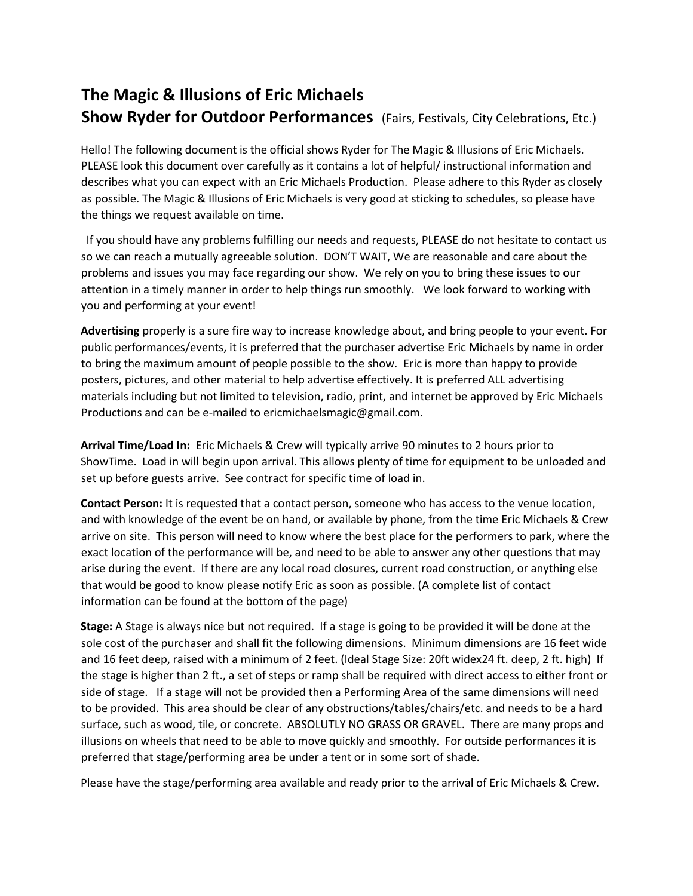# The Magic & Illusions of Eric Michaels
## Show Ryder for Outdoor Performances (Fairs, Festivals, City Celebrations, Etc.)

Hello! The following document is the official shows Ryder for The Magic & Illusions of Eric Michaels. PLEASE look this document over carefully as it contains a lot of helpful/ instructional information and describes what you can expect with an Eric Michaels Production. Please adhere to this Ryder as closely as possible. The Magic & Illusions of Eric Michaels is very good at sticking to schedules, so please have the things we request available on time.

If you should have any problems fulfilling our needs and requests, PLEASE do not hesitate to contact us so we can reach a mutually agreeable solution. DON'T WAIT, We are reasonable and care about the problems and issues you may face regarding our show. We rely on you to bring these issues to our attention in a timely manner in order to help things run smoothly. We look forward to working with you and performing at your event!

**Advertising** properly is a sure fire way to increase knowledge about, and bring people to your event. For public performances/events, it is preferred that the purchaser advertise Eric Michaels by name in order to bring the maximum amount of people possible to the show. Eric is more than happy to provide posters, pictures, and other material to help advertise effectively. It is preferred ALL advertising materials including but not limited to television, radio, print, and internet be approved by Eric Michaels Productions and can be e-mailed to ericmichaelsmagic@gmail.com.

**Arrival Time/Load In:** Eric Michaels & Crew will typically arrive 90 minutes to 2 hours prior to ShowTime. Load in will begin upon arrival. This allows plenty of time for equipment to be unloaded and set up before guests arrive. See contract for specific time of load in.

**Contact Person:** It is requested that a contact person, someone who has access to the venue location, and with knowledge of the event be on hand, or available by phone, from the time Eric Michaels & Crew arrive on site. This person will need to know where the best place for the performers to park, where the exact location of the performance will be, and need to be able to answer any other questions that may arise during the event. If there are any local road closures, current road construction, or anything else that would be good to know please notify Eric as soon as possible. (A complete list of contact information can be found at the bottom of the page)

**Stage:** A Stage is always nice but not required. If a stage is going to be provided it will be done at the sole cost of the purchaser and shall fit the following dimensions. Minimum dimensions are 16 feet wide and 16 feet deep, raised with a minimum of 2 feet. (Ideal Stage Size: 20ft widex24 ft. deep, 2 ft. high) If the stage is higher than 2 ft., a set of steps or ramp shall be required with direct access to either front or side of stage. If a stage will not be provided then a Performing Area of the same dimensions will need to be provided. This area should be clear of any obstructions/tables/chairs/etc. and needs to be a hard surface, such as wood, tile, or concrete. ABSOLUTLY NO GRASS OR GRAVEL. There are many props and illusions on wheels that need to be able to move quickly and smoothly. For outside performances it is preferred that stage/performing area be under a tent or in some sort of shade.

Please have the stage/performing area available and ready prior to the arrival of Eric Michaels & Crew.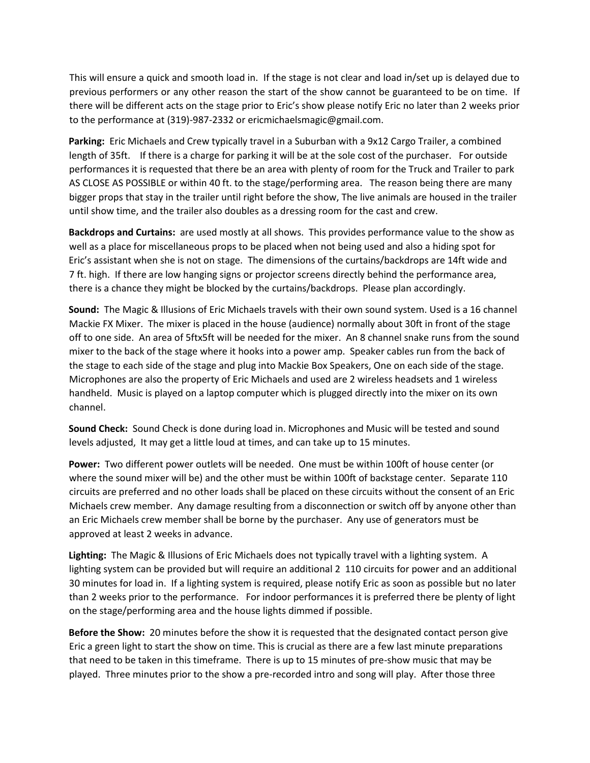This will ensure a quick and smooth load in. If the stage is not clear and load in/set up is delayed due to previous performers or any other reason the start of the show cannot be guaranteed to be on time. If there will be different acts on the stage prior to Eric's show please notify Eric no later than 2 weeks prior to the performance at (319)-987-2332 or ericmichaelsmagic@gmail.com.

**Parking:** Eric Michaels and Crew typically travel in a Suburban with a 9x12 Cargo Trailer, a combined length of 35ft. If there is a charge for parking it will be at the sole cost of the purchaser. For outside performances it is requested that there be an area with plenty of room for the Truck and Trailer to park AS CLOSE AS POSSIBLE or within 40 ft. to the stage/performing area. The reason being there are many bigger props that stay in the trailer until right before the show, The live animals are housed in the trailer until show time, and the trailer also doubles as a dressing room for the cast and crew.

**Backdrops and Curtains:** are used mostly at all shows. This provides performance value to the show as well as a place for miscellaneous props to be placed when not being used and also a hiding spot for Eric's assistant when she is not on stage. The dimensions of the curtains/backdrops are 14ft wide and 7 ft. high. If there are low hanging signs or projector screens directly behind the performance area, there is a chance they might be blocked by the curtains/backdrops. Please plan accordingly.

**Sound:** The Magic & Illusions of Eric Michaels travels with their own sound system. Used is a 16 channel Mackie FX Mixer. The mixer is placed in the house (audience) normally about 30ft in front of the stage off to one side. An area of 5ftx5ft will be needed for the mixer. An 8 channel snake runs from the sound mixer to the back of the stage where it hooks into a power amp. Speaker cables run from the back of the stage to each side of the stage and plug into Mackie Box Speakers, One on each side of the stage. Microphones are also the property of Eric Michaels and used are 2 wireless headsets and 1 wireless handheld. Music is played on a laptop computer which is plugged directly into the mixer on its own channel.

**Sound Check:** Sound Check is done during load in. Microphones and Music will be tested and sound levels adjusted, It may get a little loud at times, and can take up to 15 minutes.

**Power:** Two different power outlets will be needed. One must be within 100ft of house center (or where the sound mixer will be) and the other must be within 100ft of backstage center. Separate 110 circuits are preferred and no other loads shall be placed on these circuits without the consent of an Eric Michaels crew member. Any damage resulting from a disconnection or switch off by anyone other than an Eric Michaels crew member shall be borne by the purchaser. Any use of generators must be approved at least 2 weeks in advance.

**Lighting:** The Magic & Illusions of Eric Michaels does not typically travel with a lighting system. A lighting system can be provided but will require an additional 2 110 circuits for power and an additional 30 minutes for load in. If a lighting system is required, please notify Eric as soon as possible but no later than 2 weeks prior to the performance. For indoor performances it is preferred there be plenty of light on the stage/performing area and the house lights dimmed if possible.

**Before the Show:** 20 minutes before the show it is requested that the designated contact person give Eric a green light to start the show on time. This is crucial as there are a few last minute preparations that need to be taken in this timeframe. There is up to 15 minutes of pre-show music that may be played. Three minutes prior to the show a pre-recorded intro and song will play. After those three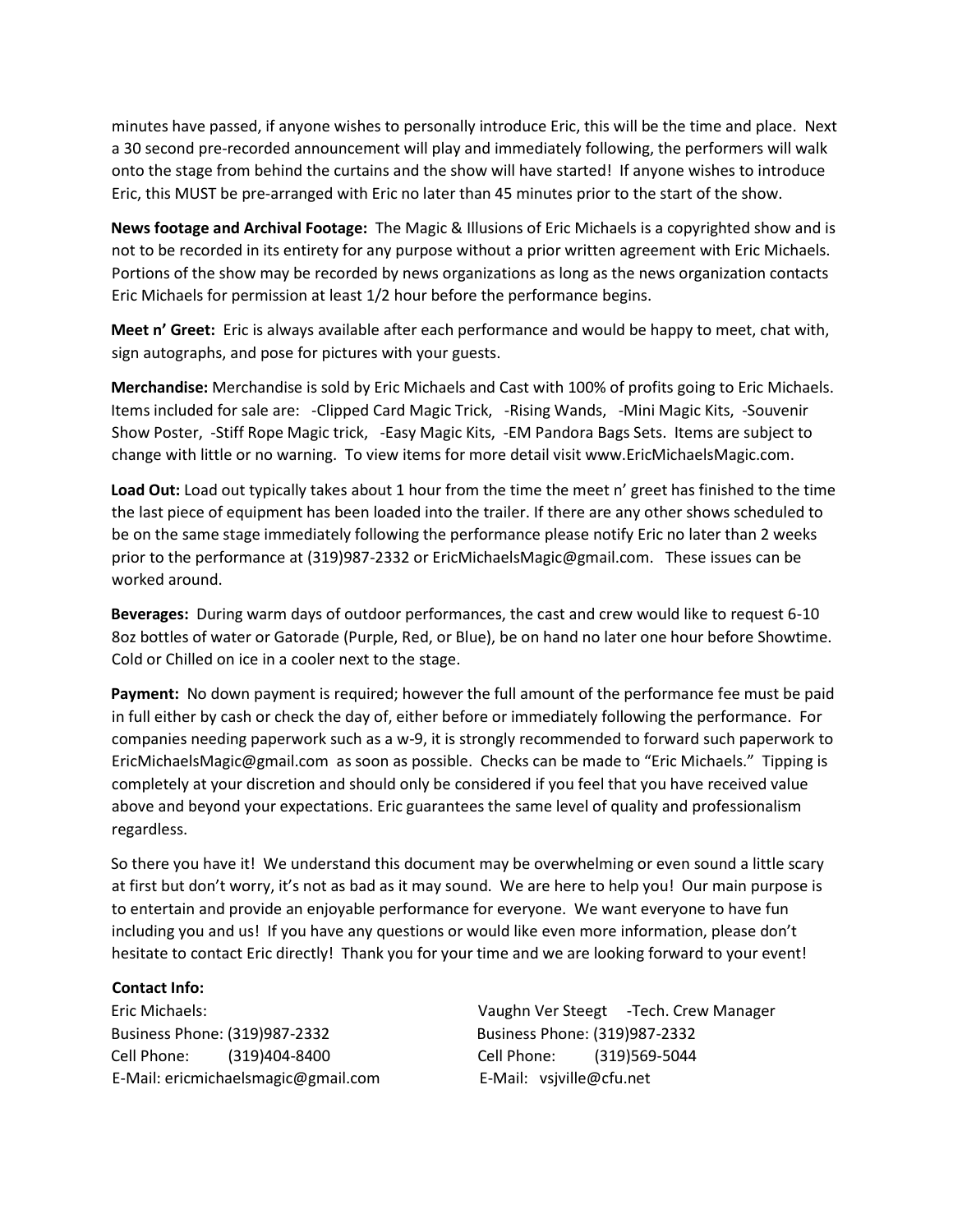minutes have passed, if anyone wishes to personally introduce Eric, this will be the time and place. Next a 30 second pre-recorded announcement will play and immediately following, the performers will walk onto the stage from behind the curtains and the show will have started! If anyone wishes to introduce Eric, this MUST be pre-arranged with Eric no later than 45 minutes prior to the start of the show.

**News footage and Archival Footage:** The Magic & Illusions of Eric Michaels is a copyrighted show and is not to be recorded in its entirety for any purpose without a prior written agreement with Eric Michaels. Portions of the show may be recorded by news organizations as long as the news organization contacts Eric Michaels for permission at least 1/2 hour before the performance begins.

**Meet n' Greet:** Eric is always available after each performance and would be happy to meet, chat with, sign autographs, and pose for pictures with your guests.

**Merchandise:** Merchandise is sold by Eric Michaels and Cast with 100% of profits going to Eric Michaels. Items included for sale are: -Clipped Card Magic Trick, -Rising Wands, -Mini Magic Kits, -Souvenir Show Poster, -Stiff Rope Magic trick, -Easy Magic Kits, -EM Pandora Bags Sets. Items are subject to change with little or no warning. To view items for more detail visit www.EricMichaelsMagic.com.

**Load Out:** Load out typically takes about 1 hour from the time the meet n' greet has finished to the time the last piece of equipment has been loaded into the trailer. If there are any other shows scheduled to be on the same stage immediately following the performance please notify Eric no later than 2 weeks prior to the performance at (319)987-2332 or EricMichaelsMagic@gmail.com. These issues can be worked around.

**Beverages:** During warm days of outdoor performances, the cast and crew would like to request 6-10 8oz bottles of water or Gatorade (Purple, Red, or Blue), be on hand no later one hour before Showtime. Cold or Chilled on ice in a cooler next to the stage.

**Payment:** No down payment is required; however the full amount of the performance fee must be paid in full either by cash or check the day of, either before or immediately following the performance. For companies needing paperwork such as a w-9, it is strongly recommended to forward such paperwork to EricMichaelsMagic@gmail.com as soon as possible. Checks can be made to "Eric Michaels." Tipping is completely at your discretion and should only be considered if you feel that you have received value above and beyond your expectations. Eric guarantees the same level of quality and professionalism regardless.

So there you have it! We understand this document may be overwhelming or even sound a little scary at first but don't worry, it's not as bad as it may sound. We are here to help you! Our main purpose is to entertain and provide an enjoyable performance for everyone. We want everyone to have fun including you and us! If you have any questions or would like even more information, please don't hesitate to contact Eric directly! Thank you for your time and we are looking forward to your event!

**Contact Info:**

Eric Michaels:
Business Phone: (319)987-2332
Cell Phone: (319)404-8400
E-Mail: ericmichaelsmagic@gmail.com

Vaughn Ver Steegt -Tech. Crew Manager
Business Phone: (319)987-2332
Cell Phone: (319)569-5044
E-Mail: vsjville@cfu.net